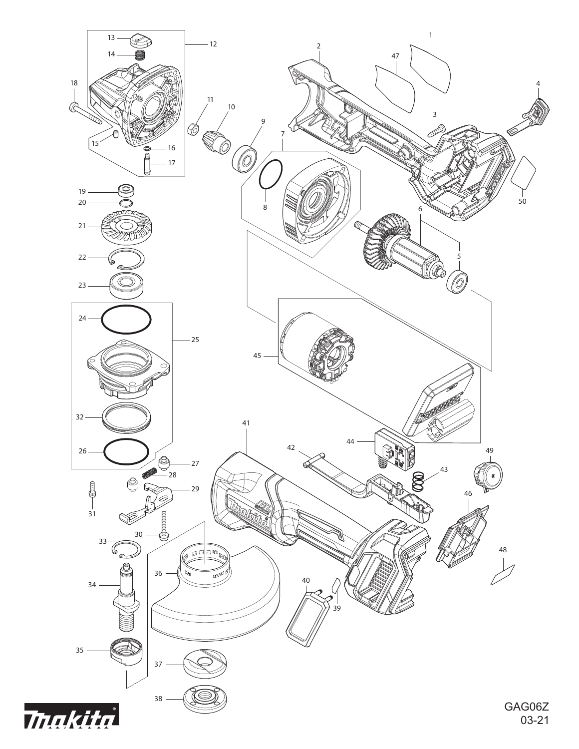GAG06Z
03-21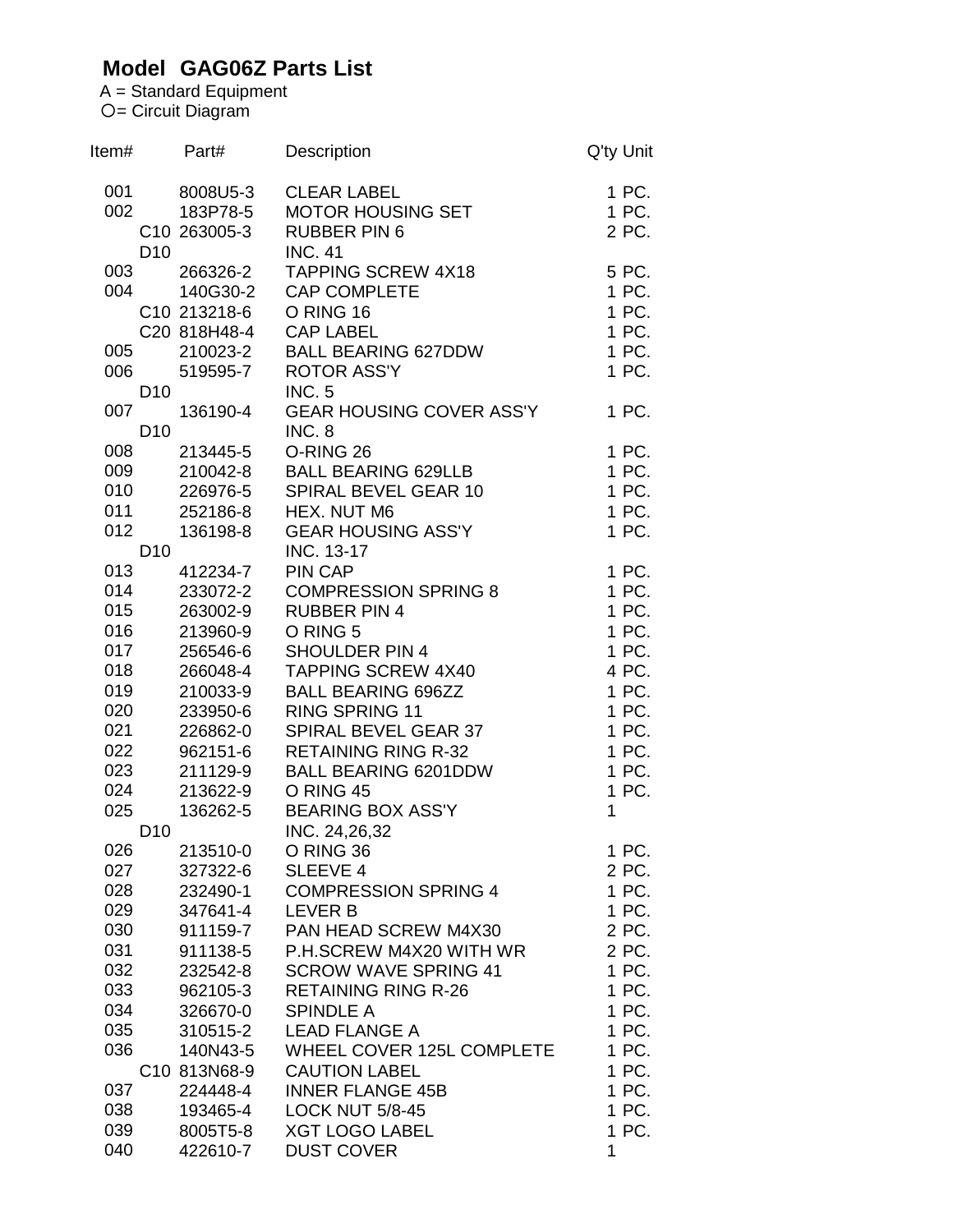# Model GAG06Z Parts List

A = Standard Equipment
○= Circuit Diagram

| Item# | | Part# | Description | Q'ty | Unit |
|---|---|---|---|---|---|
| 001 | | 8008U5-3 | CLEAR LABEL | 1 | PC. |
| 002 | | 183P78-5 | MOTOR HOUSING SET | 1 | PC. |
| | C10 | 263005-3 | RUBBER PIN 6 | 2 | PC. |
| | D10 | | INC. 41 | | |
| 003 | | 266326-2 | TAPPING SCREW 4X18 | 5 | PC. |
| 004 | | 140G30-2 | CAP COMPLETE | 1 | PC. |
| | C10 | 213218-6 | O RING 16 | 1 | PC. |
| | C20 | 818H48-4 | CAP LABEL | 1 | PC. |
| 005 | | 210023-2 | BALL BEARING 627DDW | 1 | PC. |
| 006 | | 519595-7 | ROTOR ASS'Y | 1 | PC. |
| | D10 | | INC. 5 | | |
| 007 | | 136190-4 | GEAR HOUSING COVER ASS'Y | 1 | PC. |
| | D10 | | INC. 8 | | |
| 008 | | 213445-5 | O-RING 26 | 1 | PC. |
| 009 | | 210042-8 | BALL BEARING 629LLB | 1 | PC. |
| 010 | | 226976-5 | SPIRAL BEVEL GEAR 10 | 1 | PC. |
| 011 | | 252186-8 | HEX. NUT M6 | 1 | PC. |
| 012 | | 136198-8 | GEAR HOUSING ASS'Y | 1 | PC. |
| | D10 | | INC. 13-17 | | |
| 013 | | 412234-7 | PIN CAP | 1 | PC. |
| 014 | | 233072-2 | COMPRESSION SPRING 8 | 1 | PC. |
| 015 | | 263002-9 | RUBBER PIN 4 | 1 | PC. |
| 016 | | 213960-9 | O RING 5 | 1 | PC. |
| 017 | | 256546-6 | SHOULDER PIN 4 | 1 | PC. |
| 018 | | 266048-4 | TAPPING SCREW 4X40 | 4 | PC. |
| 019 | | 210033-9 | BALL BEARING 696ZZ | 1 | PC. |
| 020 | | 233950-6 | RING SPRING 11 | 1 | PC. |
| 021 | | 226862-0 | SPIRAL BEVEL GEAR 37 | 1 | PC. |
| 022 | | 962151-6 | RETAINING RING R-32 | 1 | PC. |
| 023 | | 211129-9 | BALL BEARING 6201DDW | 1 | PC. |
| 024 | | 213622-9 | O RING 45 | 1 | PC. |
| 025 | | 136262-5 | BEARING BOX ASS'Y | 1 | |
| | D10 | | INC. 24,26,32 | | |
| 026 | | 213510-0 | O RING 36 | 1 | PC. |
| 027 | | 327322-6 | SLEEVE 4 | 2 | PC. |
| 028 | | 232490-1 | COMPRESSION SPRING 4 | 1 | PC. |
| 029 | | 347641-4 | LEVER B | 1 | PC. |
| 030 | | 911159-7 | PAN HEAD SCREW M4X30 | 2 | PC. |
| 031 | | 911138-5 | P.H.SCREW M4X20 WITH WR | 2 | PC. |
| 032 | | 232542-8 | SCROW WAVE SPRING 41 | 1 | PC. |
| 033 | | 962105-3 | RETAINING RING R-26 | 1 | PC. |
| 034 | | 326670-0 | SPINDLE A | 1 | PC. |
| 035 | | 310515-2 | LEAD FLANGE A | 1 | PC. |
| 036 | | 140N43-5 | WHEEL COVER 125L COMPLETE | 1 | PC. |
| | C10 | 813N68-9 | CAUTION LABEL | 1 | PC. |
| 037 | | 224448-4 | INNER FLANGE 45B | 1 | PC. |
| 038 | | 193465-4 | LOCK NUT 5/8-45 | 1 | PC. |
| 039 | | 8005T5-8 | XGT LOGO LABEL | 1 | PC. |
| 040 | | 422610-7 | DUST COVER | 1 | |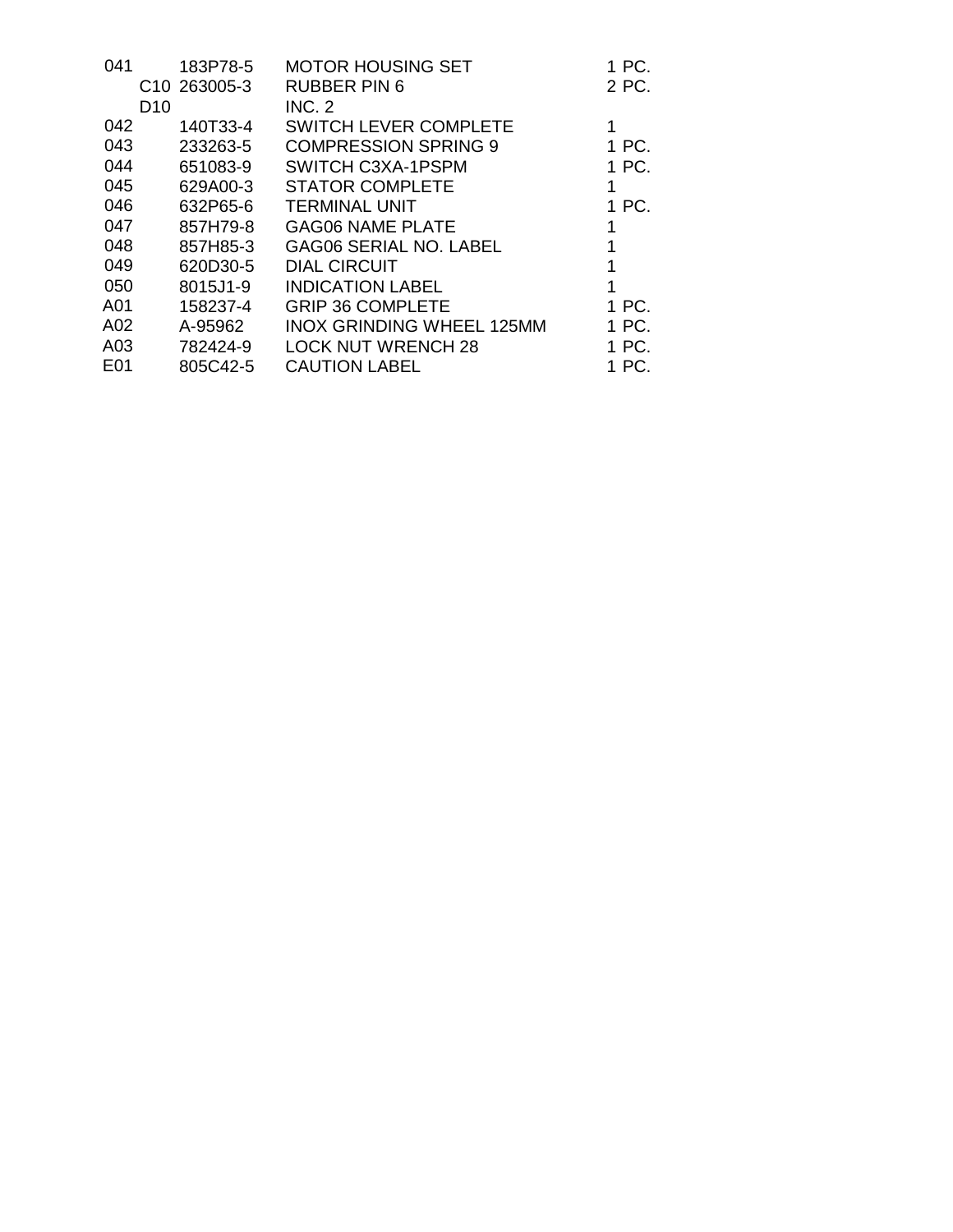| | | | | |
|---|---|---|---|---|
| 041 | | 183P78-5 | MOTOR HOUSING SET | 1 PC. |
| | C10 | 263005-3 | RUBBER PIN 6 | 2 PC. |
| | D10 | | INC. 2 | |
| 042 | | 140T33-4 | SWITCH LEVER COMPLETE | 1 |
| 043 | | 233263-5 | COMPRESSION SPRING 9 | 1 PC. |
| 044 | | 651083-9 | SWITCH C3XA-1PSPM | 1 PC. |
| 045 | | 629A00-3 | STATOR COMPLETE | 1 |
| 046 | | 632P65-6 | TERMINAL UNIT | 1 PC. |
| 047 | | 857H79-8 | GAG06 NAME PLATE | 1 |
| 048 | | 857H85-3 | GAG06 SERIAL NO. LABEL | 1 |
| 049 | | 620D30-5 | DIAL CIRCUIT | 1 |
| 050 | | 8015J1-9 | INDICATION LABEL | 1 |
| A01 | | 158237-4 | GRIP 36 COMPLETE | 1 PC. |
| A02 | | A-95962 | INOX GRINDING WHEEL 125MM | 1 PC. |
| A03 | | 782424-9 | LOCK NUT WRENCH 28 | 1 PC. |
| E01 | | 805C42-5 | CAUTION LABEL | 1 PC. |